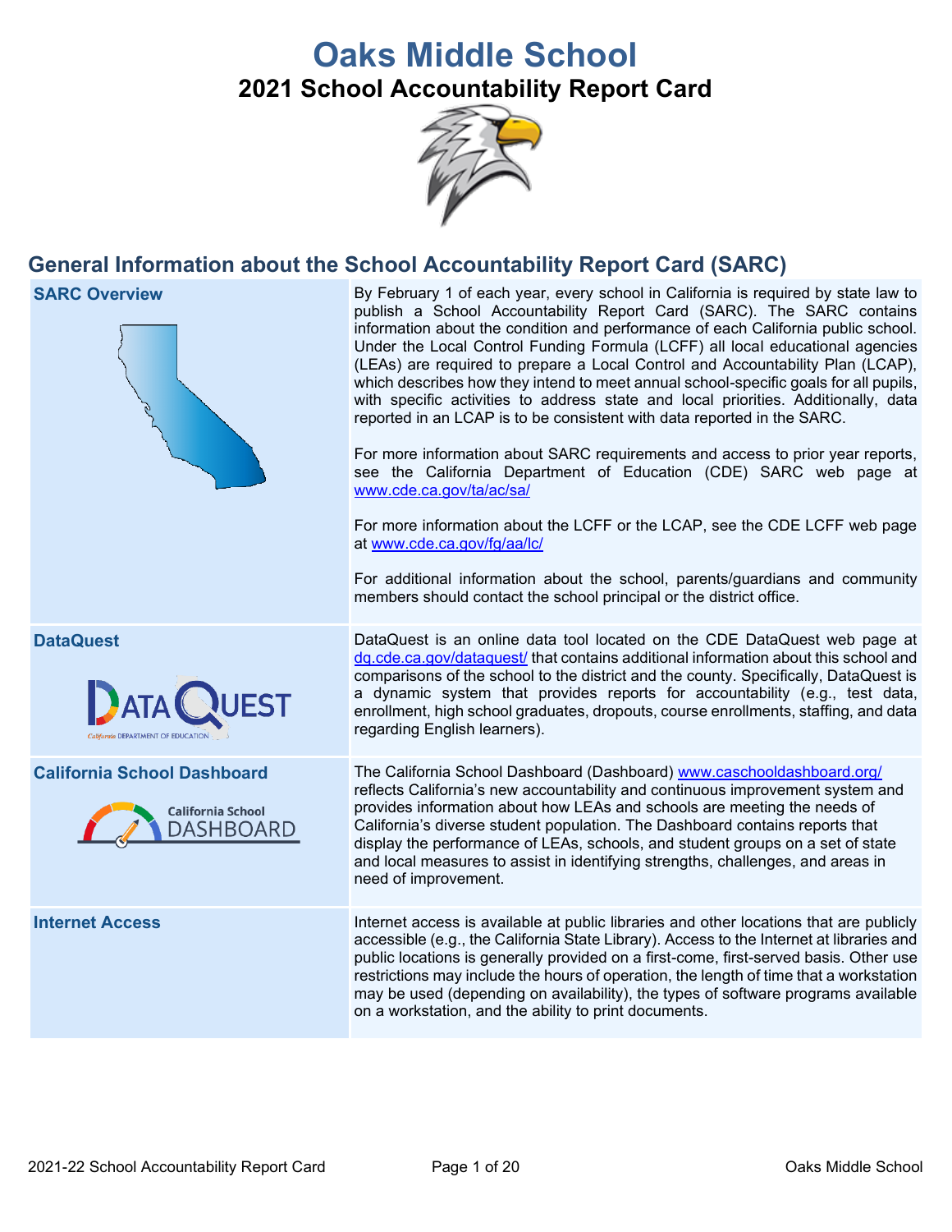# Oaks Middle School

## 2021 School Accountability Report Card

## General Information about the School Accountability Report Card (SARC)

| | |
|---|---|
| **SARC Overview** | By February 1 of each year, every school in California is required by state law to publish a School Accountability Report Card (SARC). The SARC contains information about the condition and performance of each California public school. Under the Local Control Funding Formula (LCFF) all local educational agencies (LEAs) are required to prepare a Local Control and Accountability Plan (LCAP), which describes how they intend to meet annual school-specific goals for all pupils, with specific activities to address state and local priorities. Additionally, data reported in an LCAP is to be consistent with data reported in the SARC.<br><br>For more information about SARC requirements and access to prior year reports, see the California Department of Education (CDE) SARC web page at www.cde.ca.gov/ta/ac/sa/<br><br>For more information about the LCFF or the LCAP, see the CDE LCFF web page at www.cde.ca.gov/fg/aa/lc/<br><br>For additional information about the school, parents/guardians and community members should contact the school principal or the district office. |
| **DataQuest** | DataQuest is an online data tool located on the CDE DataQuest web page at dq.cde.ca.gov/dataquest/ that contains additional information about this school and comparisons of the school to the district and the county. Specifically, DataQuest is a dynamic system that provides reports for accountability (e.g., test data, enrollment, high school graduates, dropouts, course enrollments, staffing, and data regarding English learners). |
| **California School Dashboard** | The California School Dashboard (Dashboard) www.caschooldashboard.org/ reflects California's new accountability and continuous improvement system and provides information about how LEAs and schools are meeting the needs of California's diverse student population. The Dashboard contains reports that display the performance of LEAs, schools, and student groups on a set of state and local measures to assist in identifying strengths, challenges, and areas in need of improvement. |
| **Internet Access** | Internet access is available at public libraries and other locations that are publicly accessible (e.g., the California State Library). Access to the Internet at libraries and public locations is generally provided on a first-come, first-served basis. Other use restrictions may include the hours of operation, the length of time that a workstation may be used (depending on availability), the types of software programs available on a workstation, and the ability to print documents. |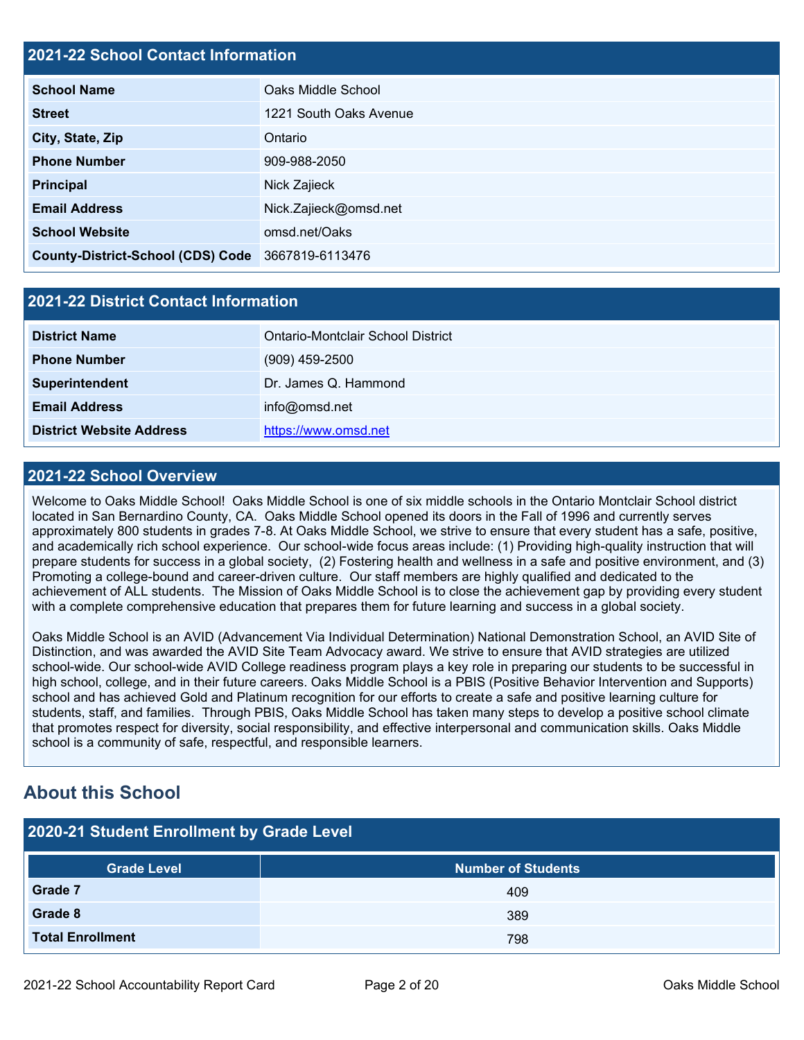## 2021-22 School Contact Information

| | |
|---|---|
| **School Name** | Oaks Middle School |
| **Street** | 1221 South Oaks Avenue |
| **City, State, Zip** | Ontario |
| **Phone Number** | 909-988-2050 |
| **Principal** | Nick Zajieck |
| **Email Address** | Nick.Zajieck@omsd.net |
| **School Website** | omsd.net/Oaks |
| **County-District-School (CDS) Code** | 3667819-6113476 |

## 2021-22 District Contact Information

| | |
|---|---|
| **District Name** | Ontario-Montclair School District |
| **Phone Number** | (909) 459-2500 |
| **Superintendent** | Dr. James Q. Hammond |
| **Email Address** | info@omsd.net |
| **District Website Address** | https://www.omsd.net |

## 2021-22 School Overview

Welcome to Oaks Middle School! Oaks Middle School is one of six middle schools in the Ontario Montclair School district located in San Bernardino County, CA. Oaks Middle School opened its doors in the Fall of 1996 and currently serves approximately 800 students in grades 7-8. At Oaks Middle School, we strive to ensure that every student has a safe, positive, and academically rich school experience. Our school-wide focus areas include: (1) Providing high-quality instruction that will prepare students for success in a global society, (2) Fostering health and wellness in a safe and positive environment, and (3) Promoting a college-bound and career-driven culture. Our staff members are highly qualified and dedicated to the achievement of ALL students. The Mission of Oaks Middle School is to close the achievement gap by providing every student with a complete comprehensive education that prepares them for future learning and success in a global society.

Oaks Middle School is an AVID (Advancement Via Individual Determination) National Demonstration School, an AVID Site of Distinction, and was awarded the AVID Site Team Advocacy award. We strive to ensure that AVID strategies are utilized school-wide. Our school-wide AVID College readiness program plays a key role in preparing our students to be successful in high school, college, and in their future careers. Oaks Middle School is a PBIS (Positive Behavior Intervention and Supports) school and has achieved Gold and Platinum recognition for our efforts to create a safe and positive learning culture for students, staff, and families. Through PBIS, Oaks Middle School has taken many steps to develop a positive school climate that promotes respect for diversity, social responsibility, and effective interpersonal and communication skills. Oaks Middle school is a community of safe, respectful, and responsible learners.

# About this School

## 2020-21 Student Enrollment by Grade Level

| Grade Level | Number of Students |
|---|---|
| **Grade 7** | 409 |
| **Grade 8** | 389 |
| **Total Enrollment** | 798 |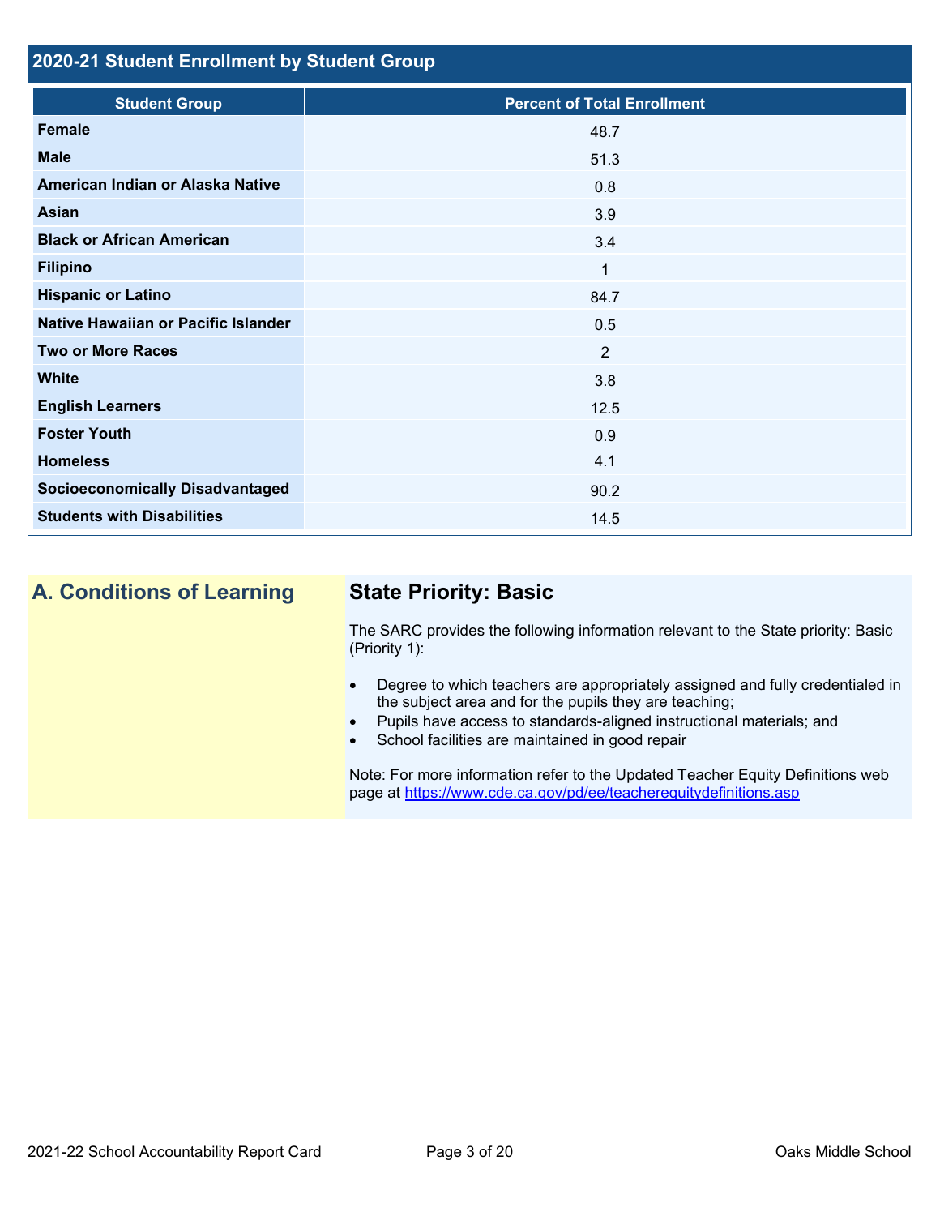## 2020-21 Student Enrollment by Student Group

| Student Group | Percent of Total Enrollment |
| --- | --- |
| **Female** | 48.7 |
| **Male** | 51.3 |
| **American Indian or Alaska Native** | 0.8 |
| **Asian** | 3.9 |
| **Black or African American** | 3.4 |
| **Filipino** | 1 |
| **Hispanic or Latino** | 84.7 |
| **Native Hawaiian or Pacific Islander** | 0.5 |
| **Two or More Races** | 2 |
| **White** | 3.8 |
| **English Learners** | 12.5 |
| **Foster Youth** | 0.9 |
| **Homeless** | 4.1 |
| **Socioeconomically Disadvantaged** | 90.2 |
| **Students with Disabilities** | 14.5 |

## A. Conditions of Learning

### State Priority: Basic

The SARC provides the following information relevant to the State priority: Basic (Priority 1):

- Degree to which teachers are appropriately assigned and fully credentialed in the subject area and for the pupils they are teaching;
- Pupils have access to standards-aligned instructional materials; and
- School facilities are maintained in good repair

Note: For more information refer to the Updated Teacher Equity Definitions web page at https://www.cde.ca.gov/pd/ee/teacherequitydefinitions.asp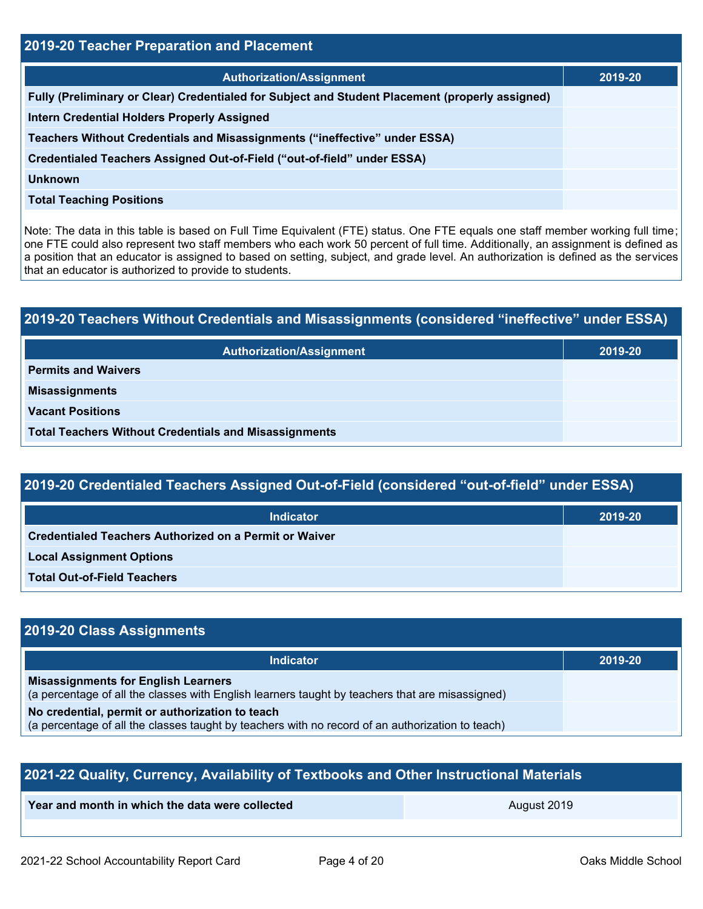## 2019-20 Teacher Preparation and Placement

| Authorization/Assignment | 2019-20 |
|---|---|
| Fully (Preliminary or Clear) Credentialed for Subject and Student Placement (properly assigned) | |
| Intern Credential Holders Properly Assigned | |
| Teachers Without Credentials and Misassignments ("ineffective" under ESSA) | |
| Credentialed Teachers Assigned Out-of-Field ("out-of-field" under ESSA) | |
| Unknown | |
| Total Teaching Positions | |

Note: The data in this table is based on Full Time Equivalent (FTE) status. One FTE equals one staff member working full time; one FTE could also represent two staff members who each work 50 percent of full time. Additionally, an assignment is defined as a position that an educator is assigned to based on setting, subject, and grade level. An authorization is defined as the services that an educator is authorized to provide to students.

## 2019-20 Teachers Without Credentials and Misassignments (considered "ineffective" under ESSA)

| Authorization/Assignment | 2019-20 |
|---|---|
| Permits and Waivers | |
| Misassignments | |
| Vacant Positions | |
| Total Teachers Without Credentials and Misassignments | |

## 2019-20 Credentialed Teachers Assigned Out-of-Field (considered "out-of-field" under ESSA)

| Indicator | 2019-20 |
|---|---|
| Credentialed Teachers Authorized on a Permit or Waiver | |
| Local Assignment Options | |
| Total Out-of-Field Teachers | |

## 2019-20 Class Assignments

| Indicator | 2019-20 |
|---|---|
| **Misassignments for English Learners** (a percentage of all the classes with English learners taught by teachers that are misassigned) | |
| **No credential, permit or authorization to teach** (a percentage of all the classes taught by teachers with no record of an authorization to teach) | |

## 2021-22 Quality, Currency, Availability of Textbooks and Other Instructional Materials

| Year and month in which the data were collected | August 2019 |
|---|---|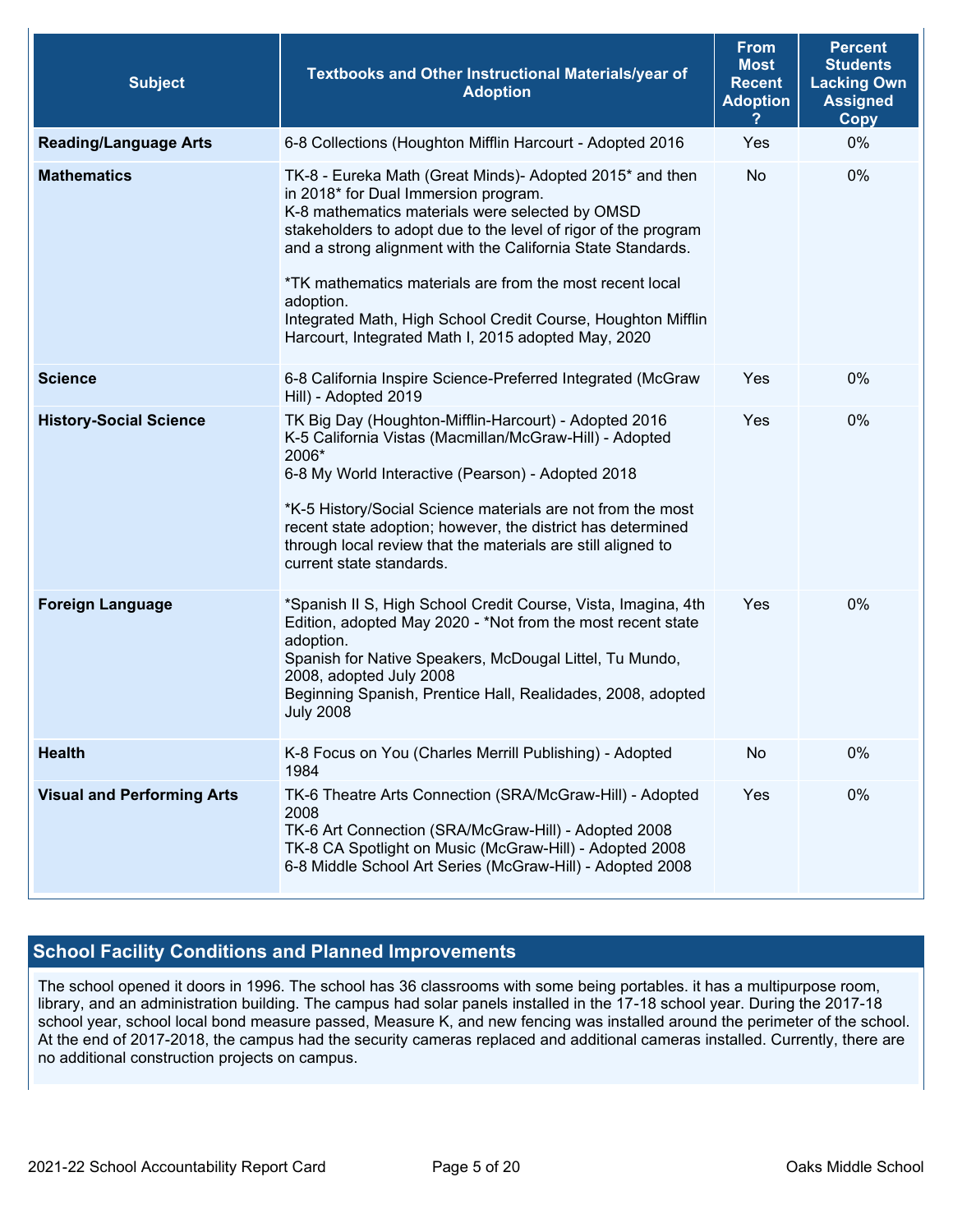| Subject | Textbooks and Other Instructional Materials/year of Adoption | From Most Recent Adoption ? | Percent Students Lacking Own Assigned Copy |
|---|---|---|---|
| **Reading/Language Arts** | 6-8 Collections (Houghton Mifflin Harcourt - Adopted 2016 | Yes | 0% |
| **Mathematics** | TK-8 - Eureka Math (Great Minds)- Adopted 2015* and then in 2018* for Dual Immersion program.<br>K-8 mathematics materials were selected by OMSD stakeholders to adopt due to the level of rigor of the program and a strong alignment with the California State Standards.<br><br>*TK mathematics materials are from the most recent local adoption.<br>Integrated Math, High School Credit Course, Houghton Mifflin Harcourt, Integrated Math I, 2015 adopted May, 2020 | No | 0% |
| **Science** | 6-8 California Inspire Science-Preferred Integrated (McGraw Hill) - Adopted 2019 | Yes | 0% |
| **History-Social Science** | TK Big Day (Houghton-Mifflin-Harcourt) - Adopted 2016<br>K-5 California Vistas (Macmillan/McGraw-Hill) - Adopted 2006*<br>6-8 My World Interactive (Pearson) - Adopted 2018<br><br>*K-5 History/Social Science materials are not from the most recent state adoption; however, the district has determined through local review that the materials are still aligned to current state standards. | Yes | 0% |
| **Foreign Language** | *Spanish II S, High School Credit Course, Vista, Imagina, 4th Edition, adopted May 2020 - *Not from the most recent state adoption.<br>Spanish for Native Speakers, McDougal Littel, Tu Mundo, 2008, adopted July 2008<br>Beginning Spanish, Prentice Hall, Realidades, 2008, adopted July 2008 | Yes | 0% |
| **Health** | K-8 Focus on You (Charles Merrill Publishing) - Adopted 1984 | No | 0% |
| **Visual and Performing Arts** | TK-6 Theatre Arts Connection (SRA/McGraw-Hill) - Adopted 2008<br>TK-6 Art Connection (SRA/McGraw-Hill) - Adopted 2008<br>TK-8 CA Spotlight on Music (McGraw-Hill) - Adopted 2008<br>6-8 Middle School Art Series (McGraw-Hill) - Adopted 2008 | Yes | 0% |

## School Facility Conditions and Planned Improvements

The school opened it doors in 1996. The school has 36 classrooms with some being portables. it has a multipurpose room, library, and an administration building. The campus had solar panels installed in the 17-18 school year. During the 2017-18 school year, school local bond measure passed, Measure K, and new fencing was installed around the perimeter of the school. At the end of 2017-2018, the campus had the security cameras replaced and additional cameras installed. Currently, there are no additional construction projects on campus.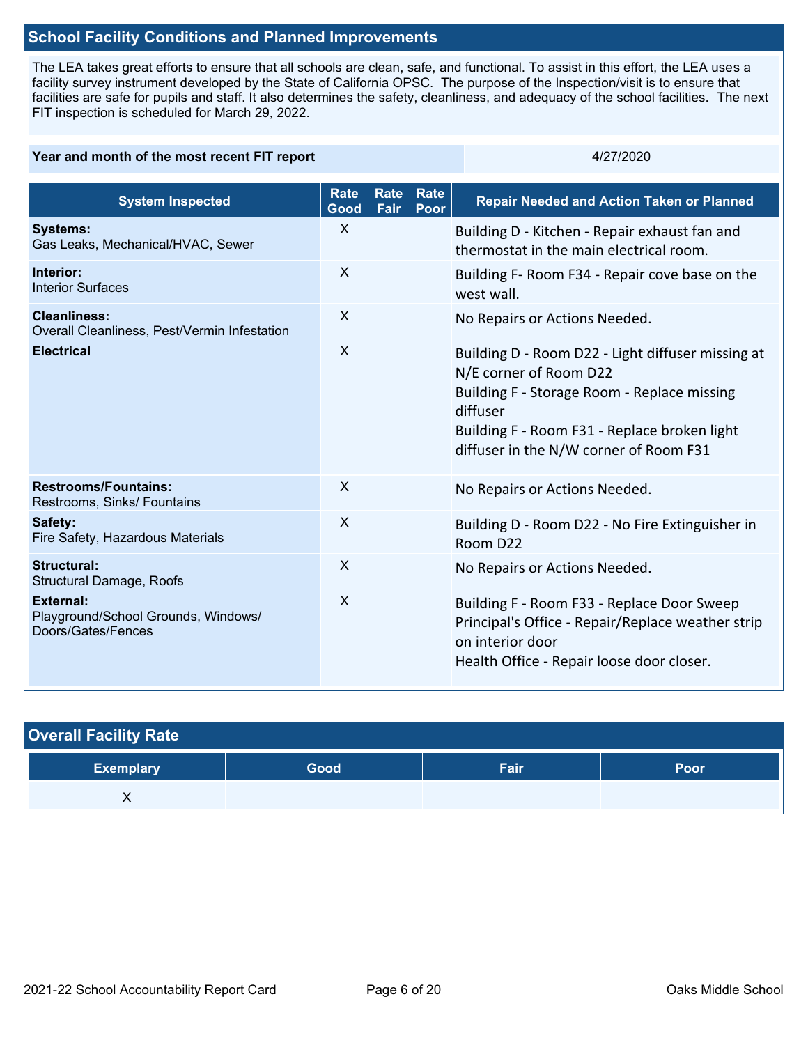## School Facility Conditions and Planned Improvements

The LEA takes great efforts to ensure that all schools are clean, safe, and functional. To assist in this effort, the LEA uses a facility survey instrument developed by the State of California OPSC. The purpose of the Inspection/visit is to ensure that facilities are safe for pupils and staff. It also determines the safety, cleanliness, and adequacy of the school facilities. The next FIT inspection is scheduled for March 29, 2022.

| Year and month of the most recent FIT report | 4/27/2020 |
|---|---|

| System Inspected | Rate Good | Rate Fair | Rate Poor | Repair Needed and Action Taken or Planned |
|---|---|---|---|---|
| **Systems:** Gas Leaks, Mechanical/HVAC, Sewer | X | | | Building D - Kitchen - Repair exhaust fan and thermostat in the main electrical room. |
| **Interior:** Interior Surfaces | X | | | Building F- Room F34 - Repair cove base on the west wall. |
| **Cleanliness:** Overall Cleanliness, Pest/Vermin Infestation | X | | | No Repairs or Actions Needed. |
| **Electrical** | X | | | Building D - Room D22 - Light diffuser missing at N/E corner of Room D22<br>Building F - Storage Room - Replace missing diffuser<br>Building F - Room F31 - Replace broken light diffuser in the N/W corner of Room F31 |
| **Restrooms/Fountains:** Restrooms, Sinks/ Fountains | X | | | No Repairs or Actions Needed. |
| **Safety:** Fire Safety, Hazardous Materials | X | | | Building D - Room D22 - No Fire Extinguisher in Room D22 |
| **Structural:** Structural Damage, Roofs | X | | | No Repairs or Actions Needed. |
| **External:** Playground/School Grounds, Windows/ Doors/Gates/Fences | X | | | Building F - Room F33 - Replace Door Sweep<br>Principal's Office - Repair/Replace weather strip on interior door<br>Health Office - Repair loose door closer. |

## Overall Facility Rate

| Exemplary | Good | Fair | Poor |
|---|---|---|---|
| X | | | |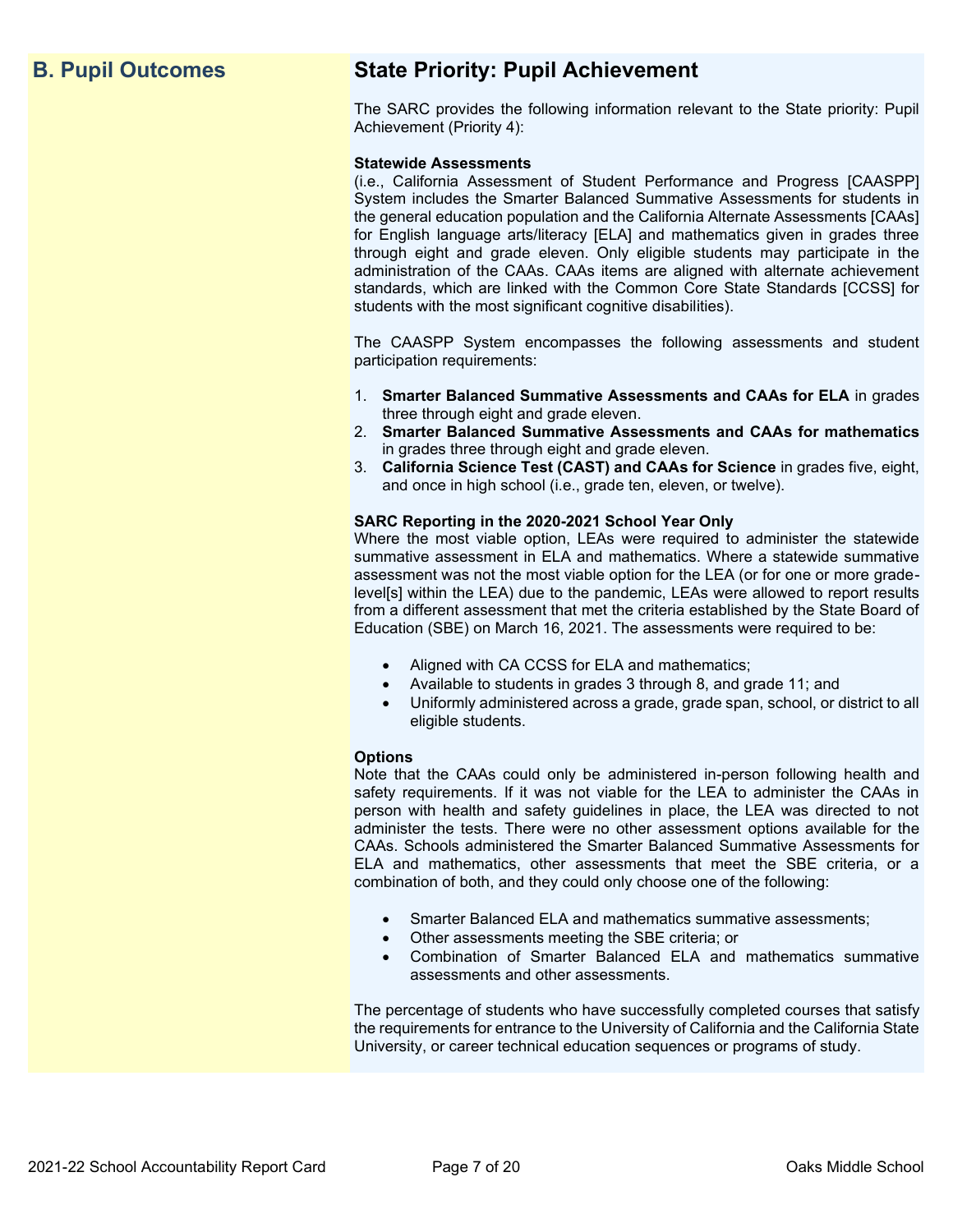## B. Pupil Outcomes

## State Priority: Pupil Achievement

The SARC provides the following information relevant to the State priority: Pupil Achievement (Priority 4):

**Statewide Assessments**
(i.e., California Assessment of Student Performance and Progress [CAASPP] System includes the Smarter Balanced Summative Assessments for students in the general education population and the California Alternate Assessments [CAAs] for English language arts/literacy [ELA] and mathematics given in grades three through eight and grade eleven. Only eligible students may participate in the administration of the CAAs. CAAs items are aligned with alternate achievement standards, which are linked with the Common Core State Standards [CCSS] for students with the most significant cognitive disabilities).

The CAASPP System encompasses the following assessments and student participation requirements:

1. **Smarter Balanced Summative Assessments and CAAs for ELA** in grades three through eight and grade eleven.
2. **Smarter Balanced Summative Assessments and CAAs for mathematics** in grades three through eight and grade eleven.
3. **California Science Test (CAST) and CAAs for Science** in grades five, eight, and once in high school (i.e., grade ten, eleven, or twelve).

**SARC Reporting in the 2020-2021 School Year Only**
Where the most viable option, LEAs were required to administer the statewide summative assessment in ELA and mathematics. Where a statewide summative assessment was not the most viable option for the LEA (or for one or more grade-level[s] within the LEA) due to the pandemic, LEAs were allowed to report results from a different assessment that met the criteria established by the State Board of Education (SBE) on March 16, 2021. The assessments were required to be:

- Aligned with CA CCSS for ELA and mathematics;
- Available to students in grades 3 through 8, and grade 11; and
- Uniformly administered across a grade, grade span, school, or district to all eligible students.

**Options**
Note that the CAAs could only be administered in-person following health and safety requirements. If it was not viable for the LEA to administer the CAAs in person with health and safety guidelines in place, the LEA was directed to not administer the tests. There were no other assessment options available for the CAAs. Schools administered the Smarter Balanced Summative Assessments for ELA and mathematics, other assessments that meet the SBE criteria, or a combination of both, and they could only choose one of the following:

- Smarter Balanced ELA and mathematics summative assessments;
- Other assessments meeting the SBE criteria; or
- Combination of Smarter Balanced ELA and mathematics summative assessments and other assessments.

The percentage of students who have successfully completed courses that satisfy the requirements for entrance to the University of California and the California State University, or career technical education sequences or programs of study.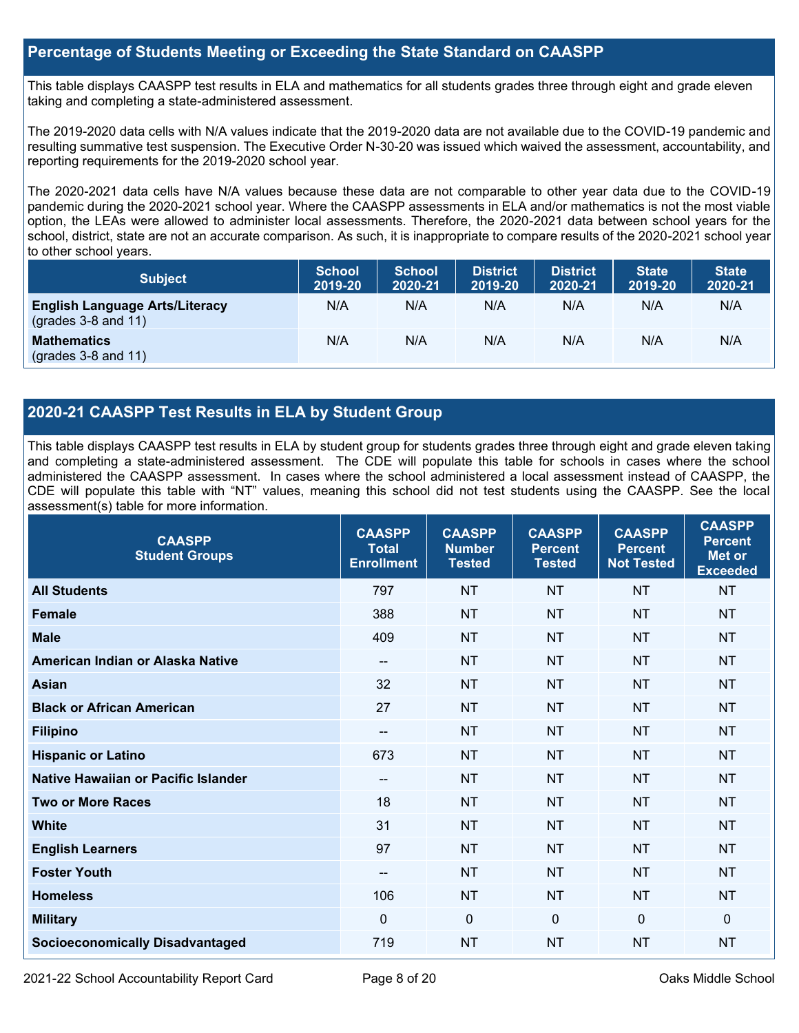## Percentage of Students Meeting or Exceeding the State Standard on CAASPP

This table displays CAASPP test results in ELA and mathematics for all students grades three through eight and grade eleven taking and completing a state-administered assessment.

The 2019-2020 data cells with N/A values indicate that the 2019-2020 data are not available due to the COVID-19 pandemic and resulting summative test suspension. The Executive Order N-30-20 was issued which waived the assessment, accountability, and reporting requirements for the 2019-2020 school year.

The 2020-2021 data cells have N/A values because these data are not comparable to other year data due to the COVID-19 pandemic during the 2020-2021 school year. Where the CAASPP assessments in ELA and/or mathematics is not the most viable option, the LEAs were allowed to administer local assessments. Therefore, the 2020-2021 data between school years for the school, district, state are not an accurate comparison. As such, it is inappropriate to compare results of the 2020-2021 school year to other school years.

| Subject | School 2019-20 | School 2020-21 | District 2019-20 | District 2020-21 | State 2019-20 | State 2020-21 |
|---|---|---|---|---|---|---|
| **English Language Arts/Literacy** (grades 3-8 and 11) | N/A | N/A | N/A | N/A | N/A | N/A |
| **Mathematics** (grades 3-8 and 11) | N/A | N/A | N/A | N/A | N/A | N/A |

## 2020-21 CAASPP Test Results in ELA by Student Group

This table displays CAASPP test results in ELA by student group for students grades three through eight and grade eleven taking and completing a state-administered assessment. The CDE will populate this table for schools in cases where the school administered the CAASPP assessment. In cases where the school administered a local assessment instead of CAASPP, the CDE will populate this table with "NT" values, meaning this school did not test students using the CAASPP. See the local assessment(s) table for more information.

| CAASPP Student Groups | CAASPP Total Enrollment | CAASPP Number Tested | CAASPP Percent Tested | CAASPP Percent Not Tested | CAASPP Percent Met or Exceeded |
|---|---|---|---|---|---|
| **All Students** | 797 | NT | NT | NT | NT |
| **Female** | 388 | NT | NT | NT | NT |
| **Male** | 409 | NT | NT | NT | NT |
| **American Indian or Alaska Native** | -- | NT | NT | NT | NT |
| **Asian** | 32 | NT | NT | NT | NT |
| **Black or African American** | 27 | NT | NT | NT | NT |
| **Filipino** | -- | NT | NT | NT | NT |
| **Hispanic or Latino** | 673 | NT | NT | NT | NT |
| **Native Hawaiian or Pacific Islander** | -- | NT | NT | NT | NT |
| **Two or More Races** | 18 | NT | NT | NT | NT |
| **White** | 31 | NT | NT | NT | NT |
| **English Learners** | 97 | NT | NT | NT | NT |
| **Foster Youth** | -- | NT | NT | NT | NT |
| **Homeless** | 106 | NT | NT | NT | NT |
| **Military** | 0 | 0 | 0 | 0 | 0 |
| **Socioeconomically Disadvantaged** | 719 | NT | NT | NT | NT |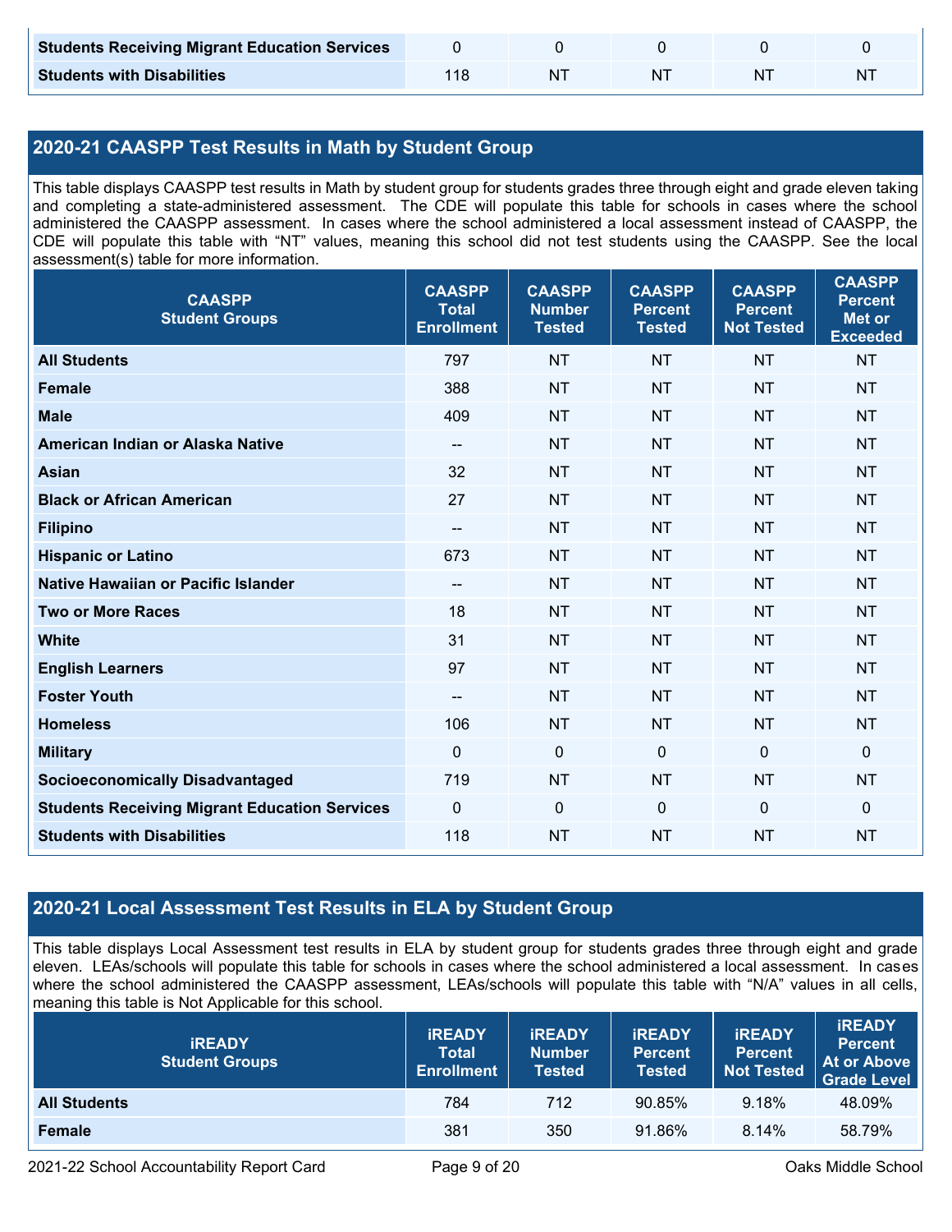| | | | | | |
|---|---|---|---|---|---|
| **Students Receiving Migrant Education Services** | 0 | 0 | 0 | 0 | 0 |
| **Students with Disabilities** | 118 | NT | NT | NT | NT |

## 2020-21 CAASPP Test Results in Math by Student Group

This table displays CAASPP test results in Math by student group for students grades three through eight and grade eleven taking and completing a state-administered assessment. The CDE will populate this table for schools in cases where the school administered the CAASPP assessment. In cases where the school administered a local assessment instead of CAASPP, the CDE will populate this table with "NT" values, meaning this school did not test students using the CAASPP. See the local assessment(s) table for more information.

| CAASPP Student Groups | CAASPP Total Enrollment | CAASPP Number Tested | CAASPP Percent Tested | CAASPP Percent Not Tested | CAASPP Percent Met or Exceeded |
|---|---|---|---|---|---|
| **All Students** | 797 | NT | NT | NT | NT |
| **Female** | 388 | NT | NT | NT | NT |
| **Male** | 409 | NT | NT | NT | NT |
| **American Indian or Alaska Native** | -- | NT | NT | NT | NT |
| **Asian** | 32 | NT | NT | NT | NT |
| **Black or African American** | 27 | NT | NT | NT | NT |
| **Filipino** | -- | NT | NT | NT | NT |
| **Hispanic or Latino** | 673 | NT | NT | NT | NT |
| **Native Hawaiian or Pacific Islander** | -- | NT | NT | NT | NT |
| **Two or More Races** | 18 | NT | NT | NT | NT |
| **White** | 31 | NT | NT | NT | NT |
| **English Learners** | 97 | NT | NT | NT | NT |
| **Foster Youth** | -- | NT | NT | NT | NT |
| **Homeless** | 106 | NT | NT | NT | NT |
| **Military** | 0 | 0 | 0 | 0 | 0 |
| **Socioeconomically Disadvantaged** | 719 | NT | NT | NT | NT |
| **Students Receiving Migrant Education Services** | 0 | 0 | 0 | 0 | 0 |
| **Students with Disabilities** | 118 | NT | NT | NT | NT |

## 2020-21 Local Assessment Test Results in ELA by Student Group

This table displays Local Assessment test results in ELA by student group for students grades three through eight and grade eleven. LEAs/schools will populate this table for schools in cases where the school administered a local assessment. In cases where the school administered the CAASPP assessment, LEAs/schools will populate this table with "N/A" values in all cells, meaning this table is Not Applicable for this school.

| iREADY Student Groups | iREADY Total Enrollment | iREADY Number Tested | iREADY Percent Tested | iREADY Percent Not Tested | iREADY Percent At or Above Grade Level |
|---|---|---|---|---|---|
| **All Students** | 784 | 712 | 90.85% | 9.18% | 48.09% |
| **Female** | 381 | 350 | 91.86% | 8.14% | 58.79% |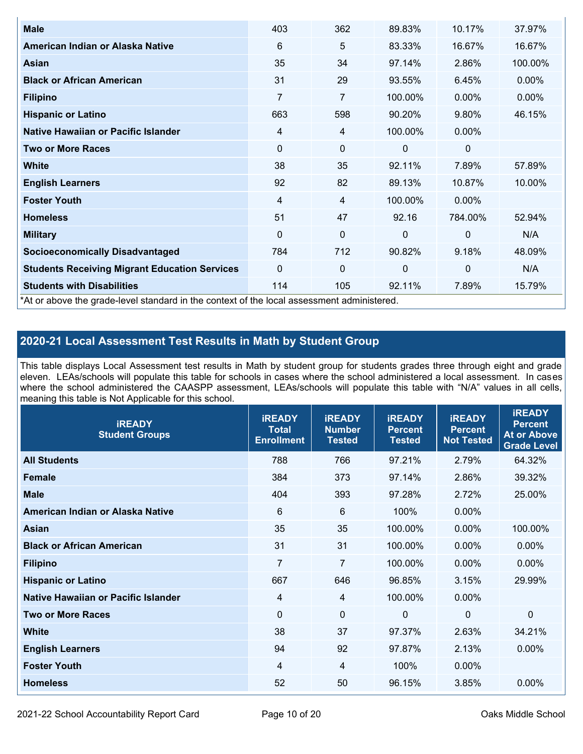| | | | | | |
|---|---|---|---|---|---|
| **Male** | 403 | 362 | 89.83% | 10.17% | 37.97% |
| **American Indian or Alaska Native** | 6 | 5 | 83.33% | 16.67% | 16.67% |
| **Asian** | 35 | 34 | 97.14% | 2.86% | 100.00% |
| **Black or African American** | 31 | 29 | 93.55% | 6.45% | 0.00% |
| **Filipino** | 7 | 7 | 100.00% | 0.00% | 0.00% |
| **Hispanic or Latino** | 663 | 598 | 90.20% | 9.80% | 46.15% |
| **Native Hawaiian or Pacific Islander** | 4 | 4 | 100.00% | 0.00% | |
| **Two or More Races** | 0 | 0 | 0 | 0 | |
| **White** | 38 | 35 | 92.11% | 7.89% | 57.89% |
| **English Learners** | 92 | 82 | 89.13% | 10.87% | 10.00% |
| **Foster Youth** | 4 | 4 | 100.00% | 0.00% | |
| **Homeless** | 51 | 47 | 92.16 | 784.00% | 52.94% |
| **Military** | 0 | 0 | 0 | 0 | N/A |
| **Socioeconomically Disadvantaged** | 784 | 712 | 90.82% | 9.18% | 48.09% |
| **Students Receiving Migrant Education Services** | 0 | 0 | 0 | 0 | N/A |
| **Students with Disabilities** | 114 | 105 | 92.11% | 7.89% | 15.79% |

*At or above the grade-level standard in the context of the local assessment administered.

## 2020-21 Local Assessment Test Results in Math by Student Group

This table displays Local Assessment test results in Math by student group for students grades three through eight and grade eleven. LEAs/schools will populate this table for schools in cases where the school administered a local assessment. In cases where the school administered the CAASPP assessment, LEAs/schools will populate this table with "N/A" values in all cells, meaning this table is Not Applicable for this school.

| iREADY Student Groups | iREADY Total Enrollment | iREADY Number Tested | iREADY Percent Tested | iREADY Percent Not Tested | iREADY Percent At or Above Grade Level |
|---|---|---|---|---|---|
| **All Students** | 788 | 766 | 97.21% | 2.79% | 64.32% |
| **Female** | 384 | 373 | 97.14% | 2.86% | 39.32% |
| **Male** | 404 | 393 | 97.28% | 2.72% | 25.00% |
| **American Indian or Alaska Native** | 6 | 6 | 100% | 0.00% | |
| **Asian** | 35 | 35 | 100.00% | 0.00% | 100.00% |
| **Black or African American** | 31 | 31 | 100.00% | 0.00% | 0.00% |
| **Filipino** | 7 | 7 | 100.00% | 0.00% | 0.00% |
| **Hispanic or Latino** | 667 | 646 | 96.85% | 3.15% | 29.99% |
| **Native Hawaiian or Pacific Islander** | 4 | 4 | 100.00% | 0.00% | |
| **Two or More Races** | 0 | 0 | 0 | 0 | 0 |
| **White** | 38 | 37 | 97.37% | 2.63% | 34.21% |
| **English Learners** | 94 | 92 | 97.87% | 2.13% | 0.00% |
| **Foster Youth** | 4 | 4 | 100% | 0.00% | |
| **Homeless** | 52 | 50 | 96.15% | 3.85% | 0.00% |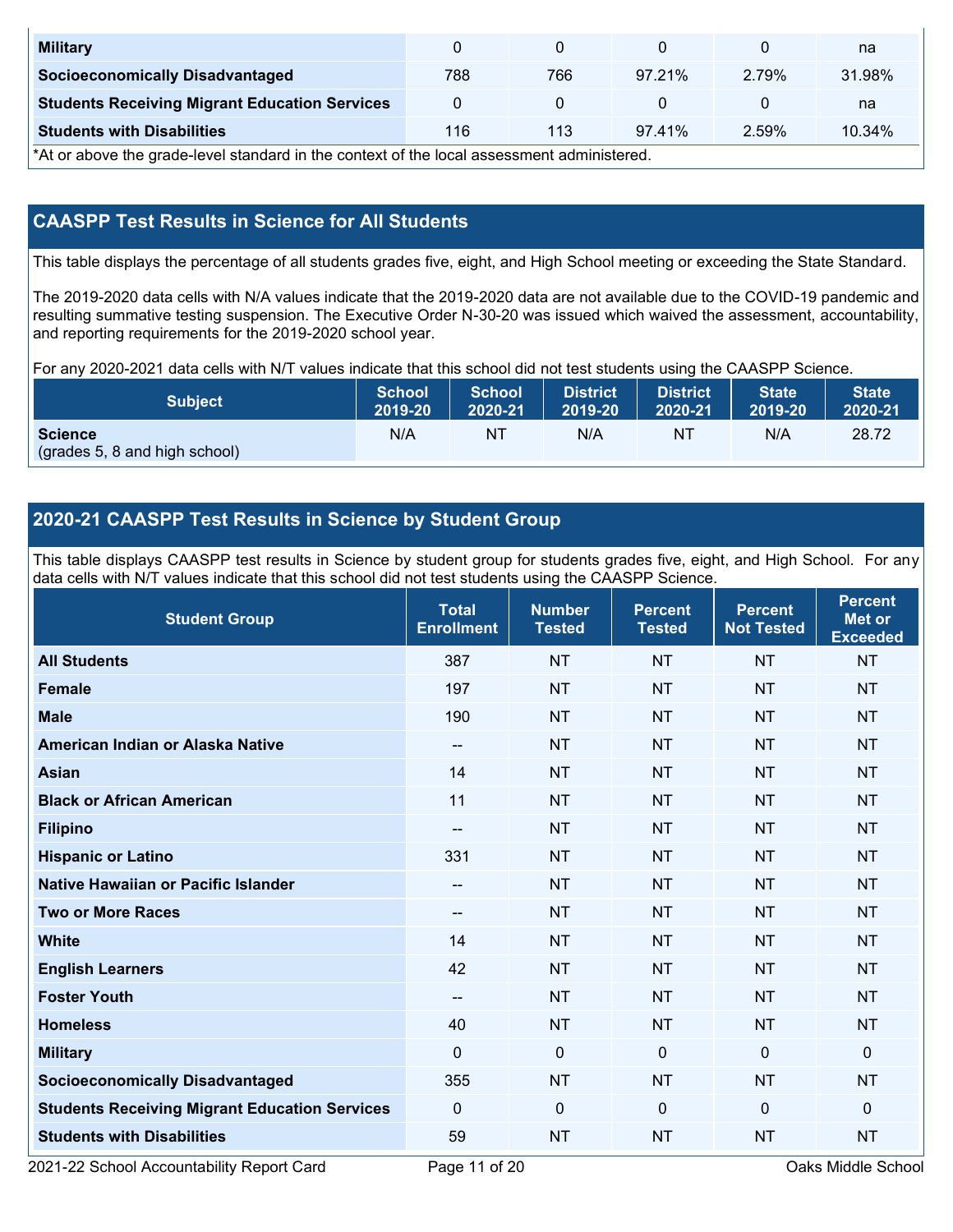| Military | 0 | 0 | 0 | 0 | na |
|---|---|---|---|---|---|
| Socioeconomically Disadvantaged | 788 | 766 | 97.21% | 2.79% | 31.98% |
| Students Receiving Migrant Education Services | 0 | 0 | 0 | 0 | na |
| Students with Disabilities | 116 | 113 | 97.41% | 2.59% | 10.34% |

*At or above the grade-level standard in the context of the local assessment administered.

## CAASPP Test Results in Science for All Students

This table displays the percentage of all students grades five, eight, and High School meeting or exceeding the State Standard.

The 2019-2020 data cells with N/A values indicate that the 2019-2020 data are not available due to the COVID-19 pandemic and resulting summative testing suspension. The Executive Order N-30-20 was issued which waived the assessment, accountability, and reporting requirements for the 2019-2020 school year.

For any 2020-2021 data cells with N/T values indicate that this school did not test students using the CAASPP Science.

| Subject | School 2019-20 | School 2020-21 | District 2019-20 | District 2020-21 | State 2019-20 | State 2020-21 |
|---|---|---|---|---|---|---|
| **Science** (grades 5, 8 and high school) | N/A | NT | N/A | NT | N/A | 28.72 |

## 2020-21 CAASPP Test Results in Science by Student Group

This table displays CAASPP test results in Science by student group for students grades five, eight, and High School. For any data cells with N/T values indicate that this school did not test students using the CAASPP Science.

| Student Group | Total Enrollment | Number Tested | Percent Tested | Percent Not Tested | Percent Met or Exceeded |
|---|---|---|---|---|---|
| All Students | 387 | NT | NT | NT | NT |
| Female | 197 | NT | NT | NT | NT |
| Male | 190 | NT | NT | NT | NT |
| American Indian or Alaska Native | -- | NT | NT | NT | NT |
| Asian | 14 | NT | NT | NT | NT |
| Black or African American | 11 | NT | NT | NT | NT |
| Filipino | -- | NT | NT | NT | NT |
| Hispanic or Latino | 331 | NT | NT | NT | NT |
| Native Hawaiian or Pacific Islander | -- | NT | NT | NT | NT |
| Two or More Races | -- | NT | NT | NT | NT |
| White | 14 | NT | NT | NT | NT |
| English Learners | 42 | NT | NT | NT | NT |
| Foster Youth | -- | NT | NT | NT | NT |
| Homeless | 40 | NT | NT | NT | NT |
| Military | 0 | 0 | 0 | 0 | 0 |
| Socioeconomically Disadvantaged | 355 | NT | NT | NT | NT |
| Students Receiving Migrant Education Services | 0 | 0 | 0 | 0 | 0 |
| Students with Disabilities | 59 | NT | NT | NT | NT |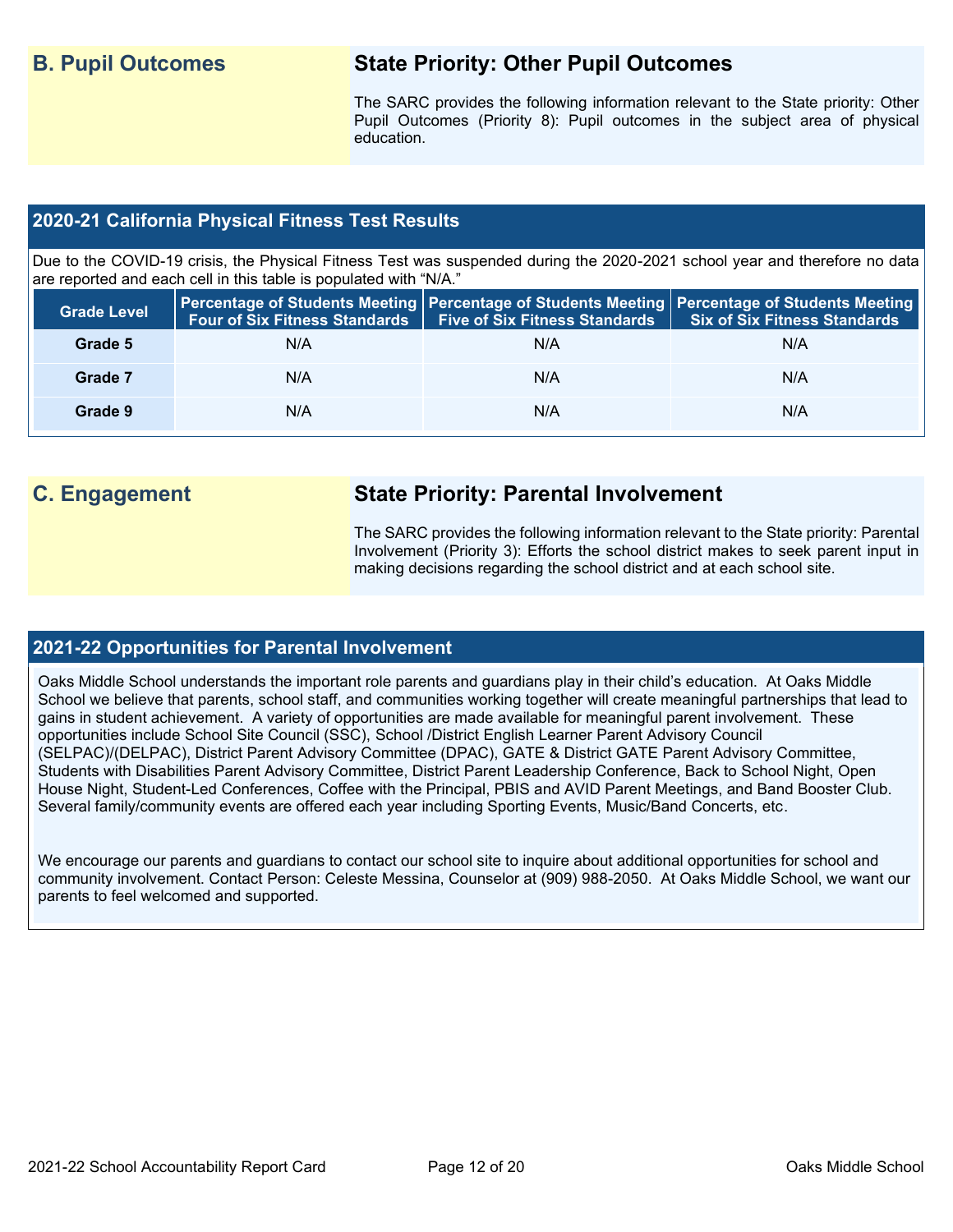## B. Pupil Outcomes

### State Priority: Other Pupil Outcomes

The SARC provides the following information relevant to the State priority: Other Pupil Outcomes (Priority 8): Pupil outcomes in the subject area of physical education.

### 2020-21 California Physical Fitness Test Results

Due to the COVID-19 crisis, the Physical Fitness Test was suspended during the 2020-2021 school year and therefore no data are reported and each cell in this table is populated with "N/A."

| Grade Level | Percentage of Students Meeting Four of Six Fitness Standards | Percentage of Students Meeting Five of Six Fitness Standards | Percentage of Students Meeting Six of Six Fitness Standards |
|---|---|---|---|
| Grade 5 | N/A | N/A | N/A |
| Grade 7 | N/A | N/A | N/A |
| Grade 9 | N/A | N/A | N/A |

## C. Engagement

### State Priority: Parental Involvement

The SARC provides the following information relevant to the State priority: Parental Involvement (Priority 3): Efforts the school district makes to seek parent input in making decisions regarding the school district and at each school site.

### 2021-22 Opportunities for Parental Involvement

Oaks Middle School understands the important role parents and guardians play in their child's education. At Oaks Middle School we believe that parents, school staff, and communities working together will create meaningful partnerships that lead to gains in student achievement. A variety of opportunities are made available for meaningful parent involvement. These opportunities include School Site Council (SSC), School /District English Learner Parent Advisory Council (SELPAC)/(DELPAC), District Parent Advisory Committee (DPAC), GATE & District GATE Parent Advisory Committee, Students with Disabilities Parent Advisory Committee, District Parent Leadership Conference, Back to School Night, Open House Night, Student-Led Conferences, Coffee with the Principal, PBIS and AVID Parent Meetings, and Band Booster Club. Several family/community events are offered each year including Sporting Events, Music/Band Concerts, etc.

We encourage our parents and guardians to contact our school site to inquire about additional opportunities for school and community involvement. Contact Person: Celeste Messina, Counselor at (909) 988-2050. At Oaks Middle School, we want our parents to feel welcomed and supported.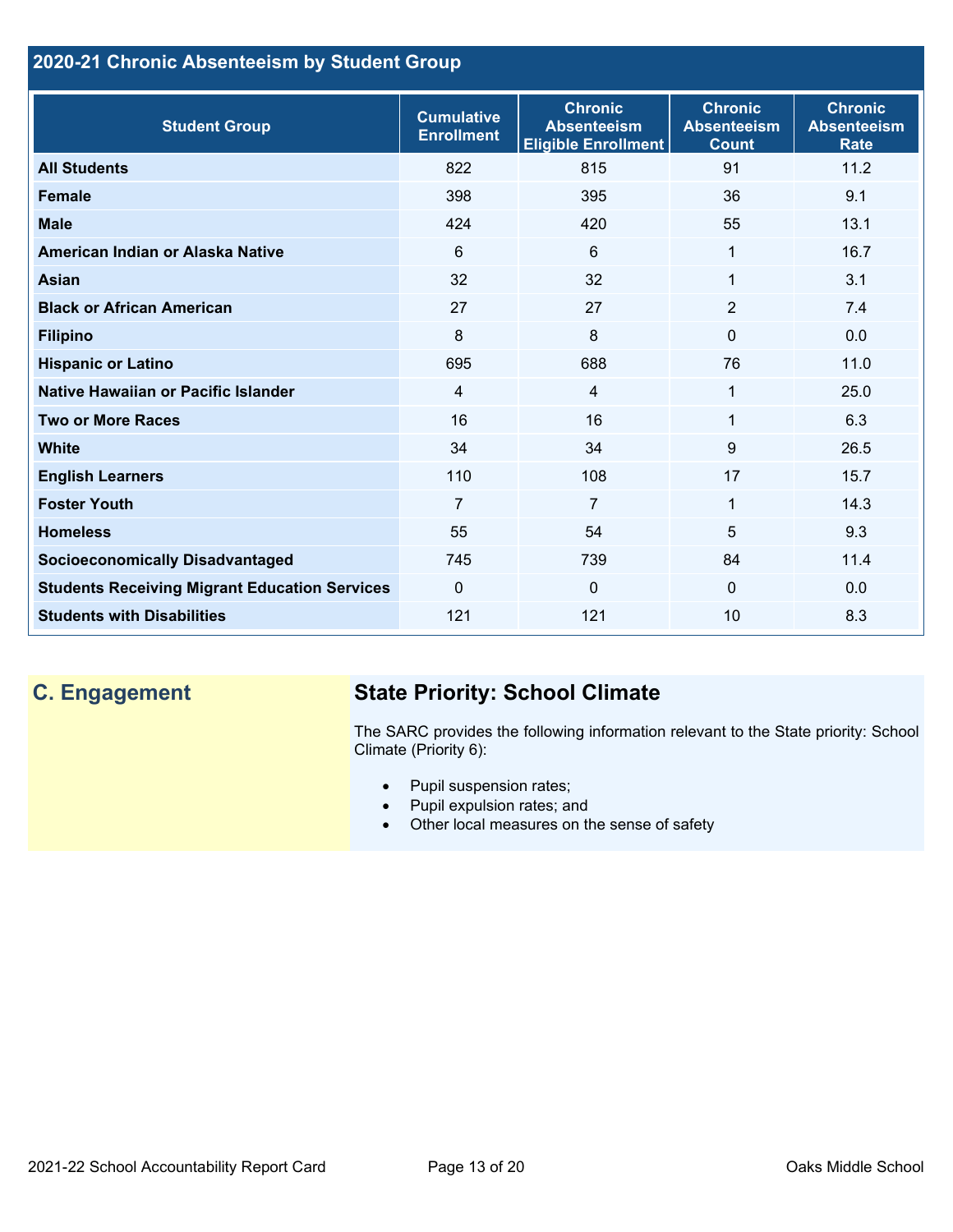## 2020-21 Chronic Absenteeism by Student Group

| Student Group | Cumulative Enrollment | Chronic Absenteeism Eligible Enrollment | Chronic Absenteeism Count | Chronic Absenteeism Rate |
|---|---|---|---|---|
| **All Students** | 822 | 815 | 91 | 11.2 |
| **Female** | 398 | 395 | 36 | 9.1 |
| **Male** | 424 | 420 | 55 | 13.1 |
| **American Indian or Alaska Native** | 6 | 6 | 1 | 16.7 |
| **Asian** | 32 | 32 | 1 | 3.1 |
| **Black or African American** | 27 | 27 | 2 | 7.4 |
| **Filipino** | 8 | 8 | 0 | 0.0 |
| **Hispanic or Latino** | 695 | 688 | 76 | 11.0 |
| **Native Hawaiian or Pacific Islander** | 4 | 4 | 1 | 25.0 |
| **Two or More Races** | 16 | 16 | 1 | 6.3 |
| **White** | 34 | 34 | 9 | 26.5 |
| **English Learners** | 110 | 108 | 17 | 15.7 |
| **Foster Youth** | 7 | 7 | 1 | 14.3 |
| **Homeless** | 55 | 54 | 5 | 9.3 |
| **Socioeconomically Disadvantaged** | 745 | 739 | 84 | 11.4 |
| **Students Receiving Migrant Education Services** | 0 | 0 | 0 | 0.0 |
| **Students with Disabilities** | 121 | 121 | 10 | 8.3 |

## C. Engagement

### State Priority: School Climate

The SARC provides the following information relevant to the State priority: School Climate (Priority 6):

- Pupil suspension rates;
- Pupil expulsion rates; and
- Other local measures on the sense of safety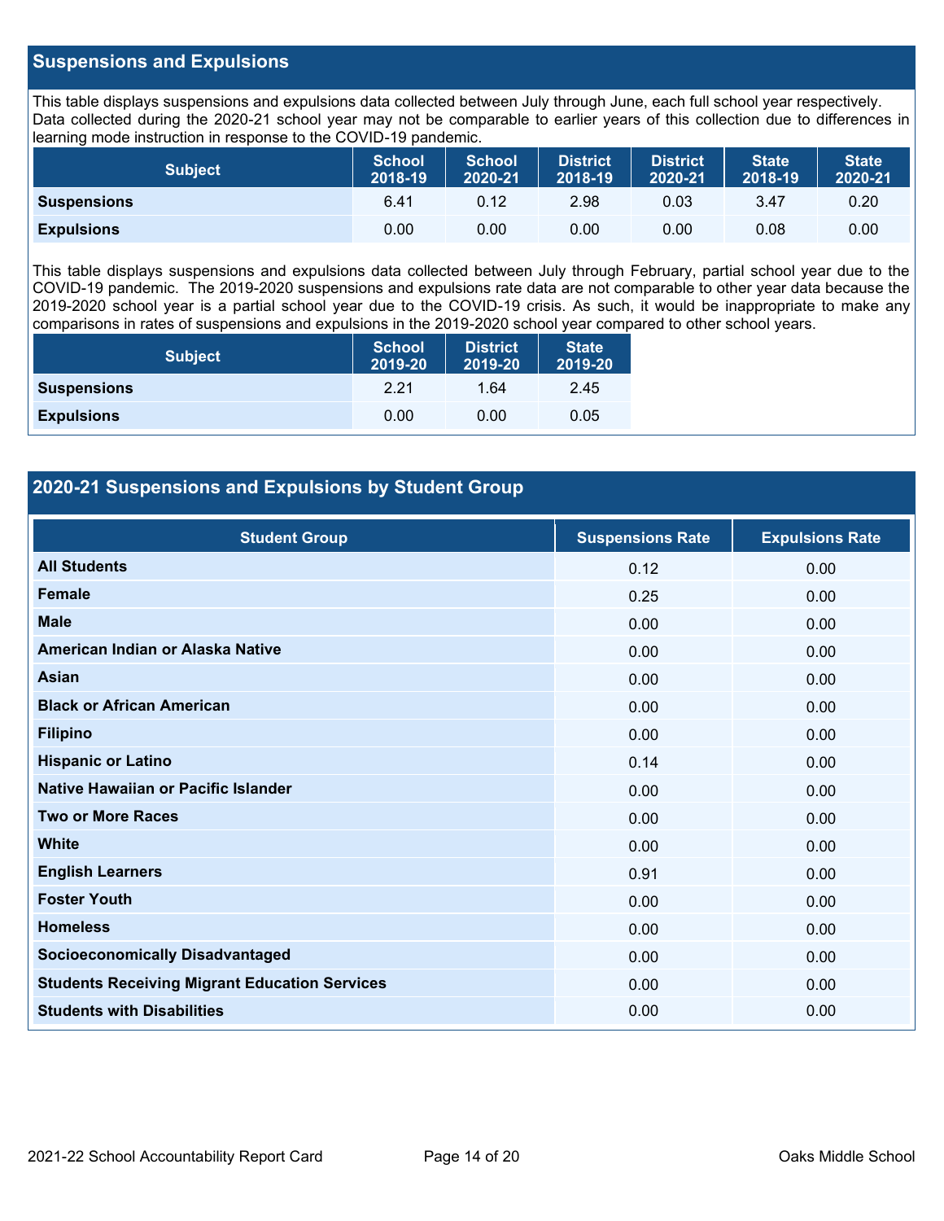## Suspensions and Expulsions

This table displays suspensions and expulsions data collected between July through June, each full school year respectively. Data collected during the 2020-21 school year may not be comparable to earlier years of this collection due to differences in learning mode instruction in response to the COVID-19 pandemic.

| Subject | School 2018-19 | School 2020-21 | District 2018-19 | District 2020-21 | State 2018-19 | State 2020-21 |
|---|---|---|---|---|---|---|
| **Suspensions** | 6.41 | 0.12 | 2.98 | 0.03 | 3.47 | 0.20 |
| **Expulsions** | 0.00 | 0.00 | 0.00 | 0.00 | 0.08 | 0.00 |

This table displays suspensions and expulsions data collected between July through February, partial school year due to the COVID-19 pandemic. The 2019-2020 suspensions and expulsions rate data are not comparable to other year data because the 2019-2020 school year is a partial school year due to the COVID-19 crisis. As such, it would be inappropriate to make any comparisons in rates of suspensions and expulsions in the 2019-2020 school year compared to other school years.

| Subject | School 2019-20 | District 2019-20 | State 2019-20 |
|---|---|---|---|
| **Suspensions** | 2.21 | 1.64 | 2.45 |
| **Expulsions** | 0.00 | 0.00 | 0.05 |

## 2020-21 Suspensions and Expulsions by Student Group

| Student Group | Suspensions Rate | Expulsions Rate |
|---|---|---|
| **All Students** | 0.12 | 0.00 |
| **Female** | 0.25 | 0.00 |
| **Male** | 0.00 | 0.00 |
| **American Indian or Alaska Native** | 0.00 | 0.00 |
| **Asian** | 0.00 | 0.00 |
| **Black or African American** | 0.00 | 0.00 |
| **Filipino** | 0.00 | 0.00 |
| **Hispanic or Latino** | 0.14 | 0.00 |
| **Native Hawaiian or Pacific Islander** | 0.00 | 0.00 |
| **Two or More Races** | 0.00 | 0.00 |
| **White** | 0.00 | 0.00 |
| **English Learners** | 0.91 | 0.00 |
| **Foster Youth** | 0.00 | 0.00 |
| **Homeless** | 0.00 | 0.00 |
| **Socioeconomically Disadvantaged** | 0.00 | 0.00 |
| **Students Receiving Migrant Education Services** | 0.00 | 0.00 |
| **Students with Disabilities** | 0.00 | 0.00 |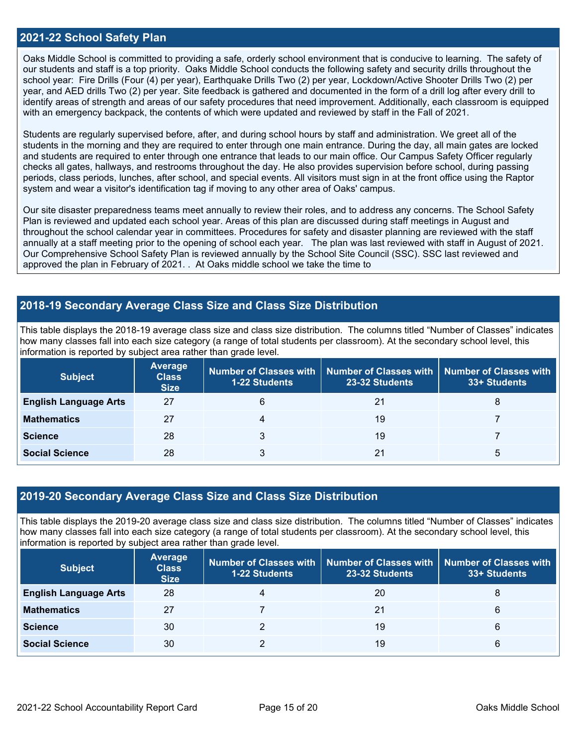## 2021-22 School Safety Plan

Oaks Middle School is committed to providing a safe, orderly school environment that is conducive to learning. The safety of our students and staff is a top priority. Oaks Middle School conducts the following safety and security drills throughout the school year: Fire Drills (Four (4) per year), Earthquake Drills Two (2) per year, Lockdown/Active Shooter Drills Two (2) per year, and AED drills Two (2) per year. Site feedback is gathered and documented in the form of a drill log after every drill to identify areas of strength and areas of our safety procedures that need improvement. Additionally, each classroom is equipped with an emergency backpack, the contents of which were updated and reviewed by staff in the Fall of 2021.

Students are regularly supervised before, after, and during school hours by staff and administration. We greet all of the students in the morning and they are required to enter through one main entrance. During the day, all main gates are locked and students are required to enter through one entrance that leads to our main office. Our Campus Safety Officer regularly checks all gates, hallways, and restrooms throughout the day. He also provides supervision before school, during passing periods, class periods, lunches, after school, and special events. All visitors must sign in at the front office using the Raptor system and wear a visitor's identification tag if moving to any other area of Oaks' campus.

Our site disaster preparedness teams meet annually to review their roles, and to address any concerns. The School Safety Plan is reviewed and updated each school year. Areas of this plan are discussed during staff meetings in August and throughout the school calendar year in committees. Procedures for safety and disaster planning are reviewed with the staff annually at a staff meeting prior to the opening of school each year. The plan was last reviewed with staff in August of 2021. Our Comprehensive School Safety Plan is reviewed annually by the School Site Council (SSC). SSC last reviewed and approved the plan in February of 2021. . At Oaks middle school we take the time to

## 2018-19 Secondary Average Class Size and Class Size Distribution

This table displays the 2018-19 average class size and class size distribution. The columns titled "Number of Classes" indicates how many classes fall into each size category (a range of total students per classroom). At the secondary school level, this information is reported by subject area rather than grade level.

| Subject | Average Class Size | Number of Classes with 1-22 Students | Number of Classes with 23-32 Students | Number of Classes with 33+ Students |
|---|---|---|---|---|
| English Language Arts | 27 | 6 | 21 | 8 |
| Mathematics | 27 | 4 | 19 | 7 |
| Science | 28 | 3 | 19 | 7 |
| Social Science | 28 | 3 | 21 | 5 |

## 2019-20 Secondary Average Class Size and Class Size Distribution

This table displays the 2019-20 average class size and class size distribution. The columns titled "Number of Classes" indicates how many classes fall into each size category (a range of total students per classroom). At the secondary school level, this information is reported by subject area rather than grade level.

| Subject | Average Class Size | Number of Classes with 1-22 Students | Number of Classes with 23-32 Students | Number of Classes with 33+ Students |
|---|---|---|---|---|
| English Language Arts | 28 | 4 | 20 | 8 |
| Mathematics | 27 | 7 | 21 | 6 |
| Science | 30 | 2 | 19 | 6 |
| Social Science | 30 | 2 | 19 | 6 |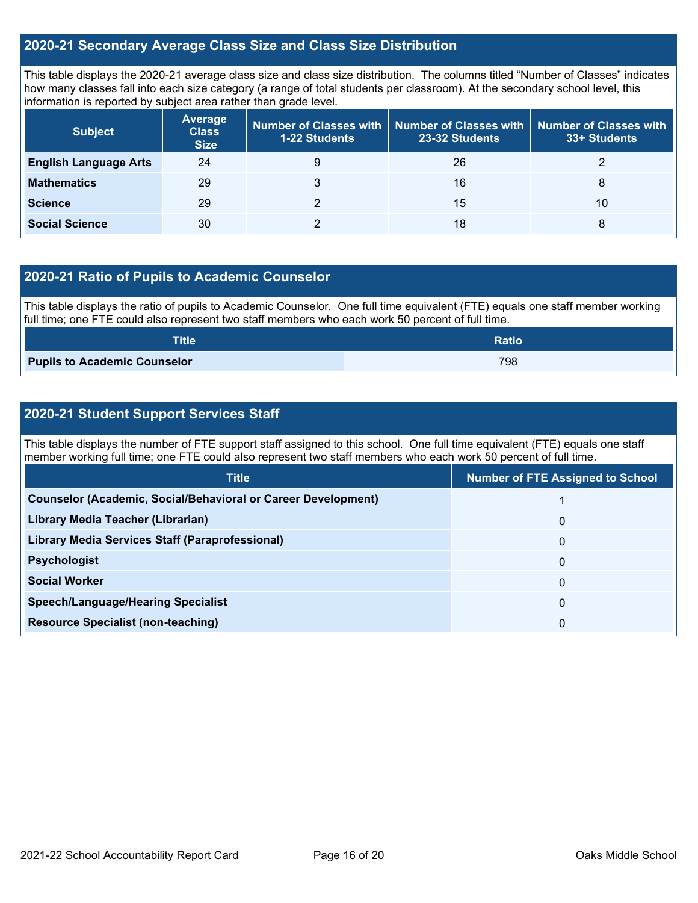## 2020-21 Secondary Average Class Size and Class Size Distribution

This table displays the 2020-21 average class size and class size distribution. The columns titled "Number of Classes" indicates how many classes fall into each size category (a range of total students per classroom). At the secondary school level, this information is reported by subject area rather than grade level.

| Subject | Average Class Size | Number of Classes with 1-22 Students | Number of Classes with 23-32 Students | Number of Classes with 33+ Students |
|---|---|---|---|---|
| **English Language Arts** | 24 | 9 | 26 | 2 |
| **Mathematics** | 29 | 3 | 16 | 8 |
| **Science** | 29 | 2 | 15 | 10 |
| **Social Science** | 30 | 2 | 18 | 8 |

## 2020-21 Ratio of Pupils to Academic Counselor

This table displays the ratio of pupils to Academic Counselor. One full time equivalent (FTE) equals one staff member working full time; one FTE could also represent two staff members who each work 50 percent of full time.

| Title | Ratio |
|---|---|
| **Pupils to Academic Counselor** | 798 |

## 2020-21 Student Support Services Staff

This table displays the number of FTE support staff assigned to this school. One full time equivalent (FTE) equals one staff member working full time; one FTE could also represent two staff members who each work 50 percent of full time.

| Title | Number of FTE Assigned to School |
|---|---|
| **Counselor (Academic, Social/Behavioral or Career Development)** | 1 |
| **Library Media Teacher (Librarian)** | 0 |
| **Library Media Services Staff (Paraprofessional)** | 0 |
| **Psychologist** | 0 |
| **Social Worker** | 0 |
| **Speech/Language/Hearing Specialist** | 0 |
| **Resource Specialist (non-teaching)** | 0 |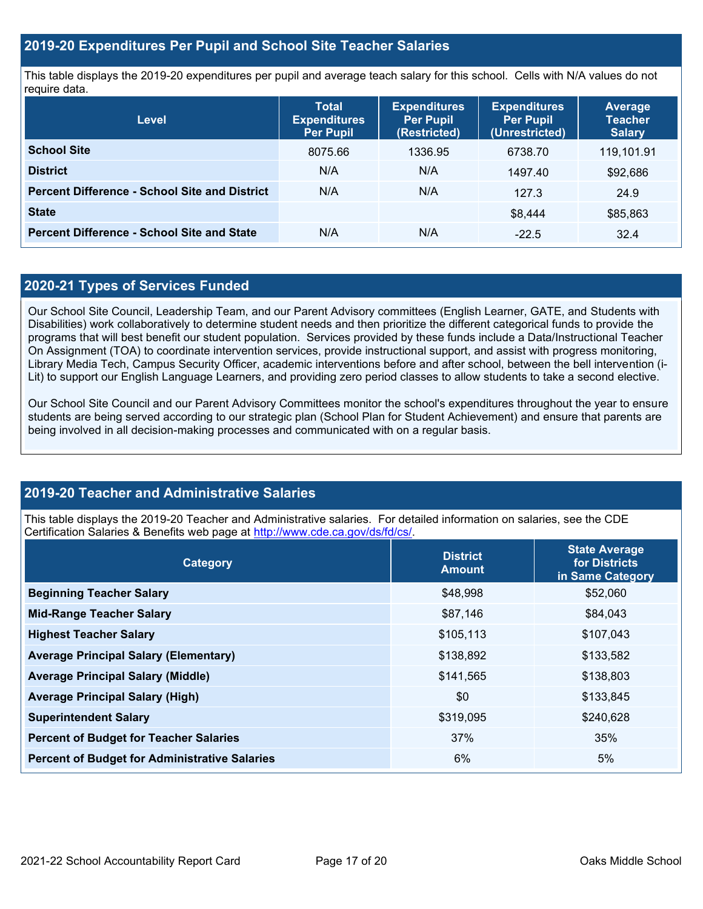## 2019-20 Expenditures Per Pupil and School Site Teacher Salaries

This table displays the 2019-20 expenditures per pupil and average teach salary for this school. Cells with N/A values do not require data.

| Level | Total Expenditures Per Pupil | Expenditures Per Pupil (Restricted) | Expenditures Per Pupil (Unrestricted) | Average Teacher Salary |
|---|---|---|---|---|
| **School Site** | 8075.66 | 1336.95 | 6738.70 | 119,101.91 |
| **District** | N/A | N/A | 1497.40 | $92,686 |
| **Percent Difference - School Site and District** | N/A | N/A | 127.3 | 24.9 |
| **State** | | | $8,444 | $85,863 |
| **Percent Difference - School Site and State** | N/A | N/A | -22.5 | 32.4 |

## 2020-21 Types of Services Funded

Our School Site Council, Leadership Team, and our Parent Advisory committees (English Learner, GATE, and Students with Disabilities) work collaboratively to determine student needs and then prioritize the different categorical funds to provide the programs that will best benefit our student population. Services provided by these funds include a Data/Instructional Teacher On Assignment (TOA) to coordinate intervention services, provide instructional support, and assist with progress monitoring, Library Media Tech, Campus Security Officer, academic interventions before and after school, between the bell intervention (i-Lit) to support our English Language Learners, and providing zero period classes to allow students to take a second elective.

Our School Site Council and our Parent Advisory Committees monitor the school's expenditures throughout the year to ensure students are being served according to our strategic plan (School Plan for Student Achievement) and ensure that parents are being involved in all decision-making processes and communicated with on a regular basis.

## 2019-20 Teacher and Administrative Salaries

This table displays the 2019-20 Teacher and Administrative salaries. For detailed information on salaries, see the CDE Certification Salaries & Benefits web page at http://www.cde.ca.gov/ds/fd/cs/.

| Category | District Amount | State Average for Districts in Same Category |
|---|---|---|
| **Beginning Teacher Salary** | $48,998 | $52,060 |
| **Mid-Range Teacher Salary** | $87,146 | $84,043 |
| **Highest Teacher Salary** | $105,113 | $107,043 |
| **Average Principal Salary (Elementary)** | $138,892 | $133,582 |
| **Average Principal Salary (Middle)** | $141,565 | $138,803 |
| **Average Principal Salary (High)** | $0 | $133,845 |
| **Superintendent Salary** | $319,095 | $240,628 |
| **Percent of Budget for Teacher Salaries** | 37% | 35% |
| **Percent of Budget for Administrative Salaries** | 6% | 5% |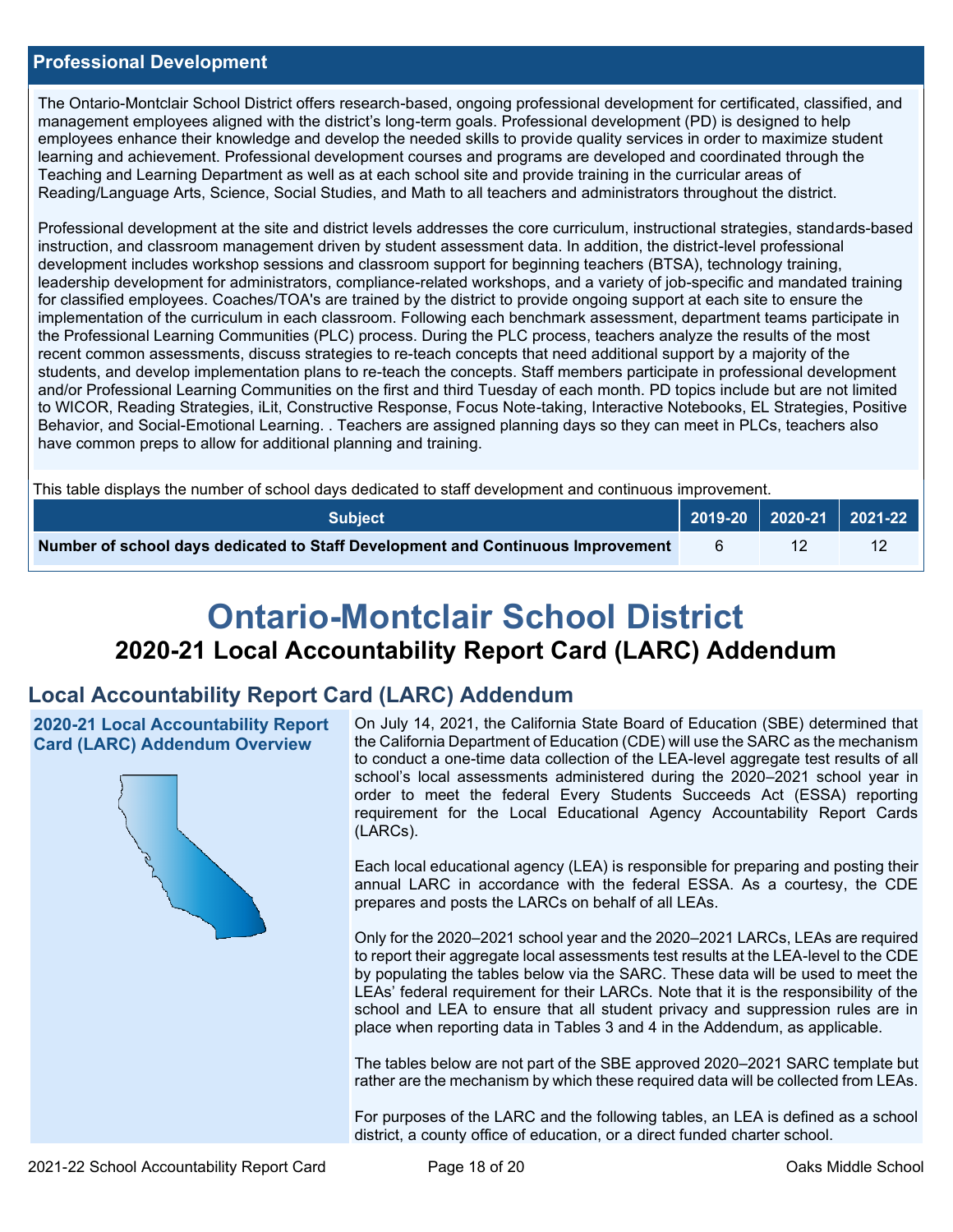## Professional Development

The Ontario-Montclair School District offers research-based, ongoing professional development for certificated, classified, and management employees aligned with the district's long-term goals. Professional development (PD) is designed to help employees enhance their knowledge and develop the needed skills to provide quality services in order to maximize student learning and achievement. Professional development courses and programs are developed and coordinated through the Teaching and Learning Department as well as at each school site and provide training in the curricular areas of Reading/Language Arts, Science, Social Studies, and Math to all teachers and administrators throughout the district.

Professional development at the site and district levels addresses the core curriculum, instructional strategies, standards-based instruction, and classroom management driven by student assessment data. In addition, the district-level professional development includes workshop sessions and classroom support for beginning teachers (BTSA), technology training, leadership development for administrators, compliance-related workshops, and a variety of job-specific and mandated training for classified employees. Coaches/TOA's are trained by the district to provide ongoing support at each site to ensure the implementation of the curriculum in each classroom. Following each benchmark assessment, department teams participate in the Professional Learning Communities (PLC) process. During the PLC process, teachers analyze the results of the most recent common assessments, discuss strategies to re-teach concepts that need additional support by a majority of the students, and develop implementation plans to re-teach the concepts. Staff members participate in professional development and/or Professional Learning Communities on the first and third Tuesday of each month. PD topics include but are not limited to WICOR, Reading Strategies, iLit, Constructive Response, Focus Note-taking, Interactive Notebooks, EL Strategies, Positive Behavior, and Social-Emotional Learning. . Teachers are assigned planning days so they can meet in PLCs, teachers also have common preps to allow for additional planning and training.

This table displays the number of school days dedicated to staff development and continuous improvement.

| Subject | 2019-20 | 2020-21 | 2021-22 |
|---|---|---|---|
| **Number of school days dedicated to Staff Development and Continuous Improvement** | 6 | 12 | 12 |

# Ontario-Montclair School District

## 2020-21 Local Accountability Report Card (LARC) Addendum

## Local Accountability Report Card (LARC) Addendum

### 2020-21 Local Accountability Report Card (LARC) Addendum Overview

On July 14, 2021, the California State Board of Education (SBE) determined that the California Department of Education (CDE) will use the SARC as the mechanism to conduct a one-time data collection of the LEA-level aggregate test results of all school's local assessments administered during the 2020–2021 school year in order to meet the federal Every Students Succeeds Act (ESSA) reporting requirement for the Local Educational Agency Accountability Report Cards (LARCs).

Each local educational agency (LEA) is responsible for preparing and posting their annual LARC in accordance with the federal ESSA. As a courtesy, the CDE prepares and posts the LARCs on behalf of all LEAs.

Only for the 2020–2021 school year and the 2020–2021 LARCs, LEAs are required to report their aggregate local assessments test results at the LEA-level to the CDE by populating the tables below via the SARC. These data will be used to meet the LEAs' federal requirement for their LARCs. Note that it is the responsibility of the school and LEA to ensure that all student privacy and suppression rules are in place when reporting data in Tables 3 and 4 in the Addendum, as applicable.

The tables below are not part of the SBE approved 2020–2021 SARC template but rather are the mechanism by which these required data will be collected from LEAs.

For purposes of the LARC and the following tables, an LEA is defined as a school district, a county office of education, or a direct funded charter school.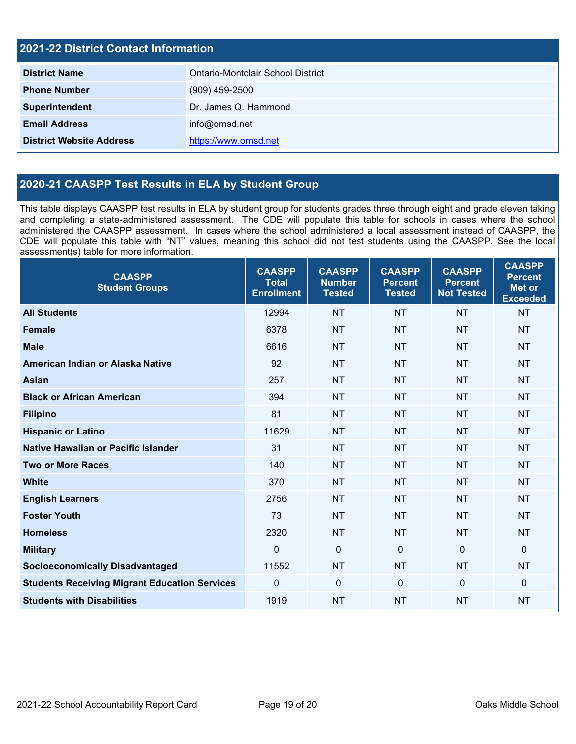## 2021-22 District Contact Information

| | |
|---|---|
| **District Name** | Ontario-Montclair School District |
| **Phone Number** | (909) 459-2500 |
| **Superintendent** | Dr. James Q. Hammond |
| **Email Address** | info@omsd.net |
| **District Website Address** | https://www.omsd.net |

## 2020-21 CAASPP Test Results in ELA by Student Group

This table displays CAASPP test results in ELA by student group for students grades three through eight and grade eleven taking and completing a state-administered assessment. The CDE will populate this table for schools in cases where the school administered the CAASPP assessment. In cases where the school administered a local assessment instead of CAASPP, the CDE will populate this table with "NT" values, meaning this school did not test students using the CAASPP. See the local assessment(s) table for more information.

| CAASPP Student Groups | CAASPP Total Enrollment | CAASPP Number Tested | CAASPP Percent Tested | CAASPP Percent Not Tested | CAASPP Percent Met or Exceeded |
|---|---|---|---|---|---|
| **All Students** | 12994 | NT | NT | NT | NT |
| **Female** | 6378 | NT | NT | NT | NT |
| **Male** | 6616 | NT | NT | NT | NT |
| **American Indian or Alaska Native** | 92 | NT | NT | NT | NT |
| **Asian** | 257 | NT | NT | NT | NT |
| **Black or African American** | 394 | NT | NT | NT | NT |
| **Filipino** | 81 | NT | NT | NT | NT |
| **Hispanic or Latino** | 11629 | NT | NT | NT | NT |
| **Native Hawaiian or Pacific Islander** | 31 | NT | NT | NT | NT |
| **Two or More Races** | 140 | NT | NT | NT | NT |
| **White** | 370 | NT | NT | NT | NT |
| **English Learners** | 2756 | NT | NT | NT | NT |
| **Foster Youth** | 73 | NT | NT | NT | NT |
| **Homeless** | 2320 | NT | NT | NT | NT |
| **Military** | 0 | 0 | 0 | 0 | 0 |
| **Socioeconomically Disadvantaged** | 11552 | NT | NT | NT | NT |
| **Students Receiving Migrant Education Services** | 0 | 0 | 0 | 0 | 0 |
| **Students with Disabilities** | 1919 | NT | NT | NT | NT |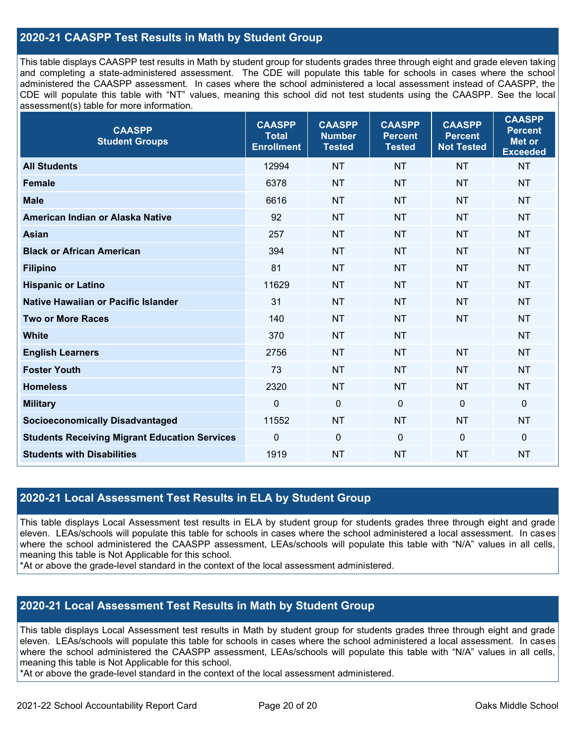## 2020-21 CAASPP Test Results in Math by Student Group

This table displays CAASPP test results in Math by student group for students grades three through eight and grade eleven taking and completing a state-administered assessment. The CDE will populate this table for schools in cases where the school administered the CAASPP assessment. In cases where the school administered a local assessment instead of CAASPP, the CDE will populate this table with "NT" values, meaning this school did not test students using the CAASPP. See the local assessment(s) table for more information.

| CAASPP Student Groups | CAASPP Total Enrollment | CAASPP Number Tested | CAASPP Percent Tested | CAASPP Percent Not Tested | CAASPP Percent Met or Exceeded |
|---|---|---|---|---|---|
| **All Students** | 12994 | NT | NT | NT | NT |
| **Female** | 6378 | NT | NT | NT | NT |
| **Male** | 6616 | NT | NT | NT | NT |
| **American Indian or Alaska Native** | 92 | NT | NT | NT | NT |
| **Asian** | 257 | NT | NT | NT | NT |
| **Black or African American** | 394 | NT | NT | NT | NT |
| **Filipino** | 81 | NT | NT | NT | NT |
| **Hispanic or Latino** | 11629 | NT | NT | NT | NT |
| **Native Hawaiian or Pacific Islander** | 31 | NT | NT | NT | NT |
| **Two or More Races** | 140 | NT | NT | NT | NT |
| **White** | 370 | NT | NT | | NT |
| **English Learners** | 2756 | NT | NT | NT | NT |
| **Foster Youth** | 73 | NT | NT | NT | NT |
| **Homeless** | 2320 | NT | NT | NT | NT |
| **Military** | 0 | 0 | 0 | 0 | 0 |
| **Socioeconomically Disadvantaged** | 11552 | NT | NT | NT | NT |
| **Students Receiving Migrant Education Services** | 0 | 0 | 0 | 0 | 0 |
| **Students with Disabilities** | 1919 | NT | NT | NT | NT |

## 2020-21 Local Assessment Test Results in ELA by Student Group

This table displays Local Assessment test results in ELA by student group for students grades three through eight and grade eleven. LEAs/schools will populate this table for schools in cases where the school administered a local assessment. In cases where the school administered the CAASPP assessment, LEAs/schools will populate this table with "N/A" values in all cells, meaning this table is Not Applicable for this school.
*At or above the grade-level standard in the context of the local assessment administered.

## 2020-21 Local Assessment Test Results in Math by Student Group

This table displays Local Assessment test results in Math by student group for students grades three through eight and grade eleven. LEAs/schools will populate this table for schools in cases where the school administered a local assessment. In cases where the school administered the CAASPP assessment, LEAs/schools will populate this table with "N/A" values in all cells, meaning this table is Not Applicable for this school.
*At or above the grade-level standard in the context of the local assessment administered.